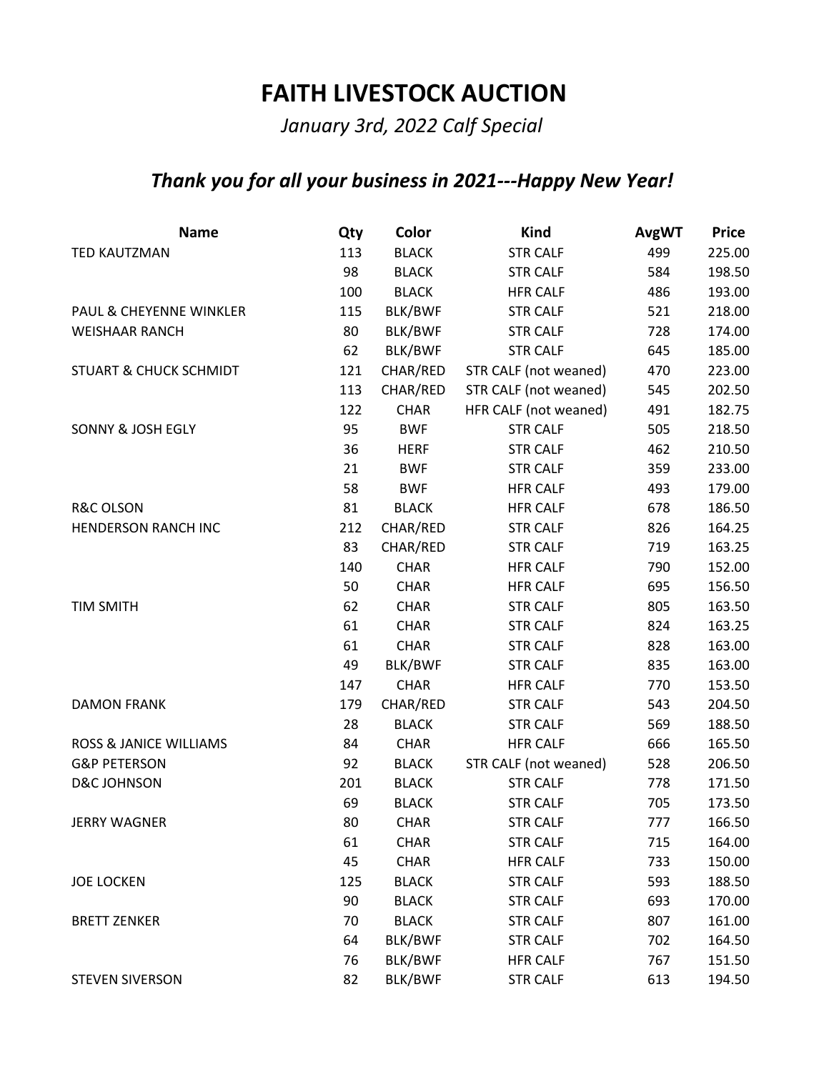# FAITH LIVESTOCK AUCTION

*January 3rd, 2022 Calf Special*

## *Thank you for all your business in 2021---Happy New Year!*

| Name | Qty | Color | Kind | AvgWT | Price |
|---|---|---|---|---|---|
| TED KAUTZMAN | 113 | BLACK | STR CALF | 499 | 225.00 |
| | 98 | BLACK | STR CALF | 584 | 198.50 |
| | 100 | BLACK | HFR CALF | 486 | 193.00 |
| PAUL & CHEYENNE WINKLER | 115 | BLK/BWF | STR CALF | 521 | 218.00 |
| WEISHAAR RANCH | 80 | BLK/BWF | STR CALF | 728 | 174.00 |
| | 62 | BLK/BWF | STR CALF | 645 | 185.00 |
| STUART & CHUCK SCHMIDT | 121 | CHAR/RED | STR CALF (not weaned) | 470 | 223.00 |
| | 113 | CHAR/RED | STR CALF (not weaned) | 545 | 202.50 |
| | 122 | CHAR | HFR CALF (not weaned) | 491 | 182.75 |
| SONNY & JOSH EGLY | 95 | BWF | STR CALF | 505 | 218.50 |
| | 36 | HERF | STR CALF | 462 | 210.50 |
| | 21 | BWF | STR CALF | 359 | 233.00 |
| | 58 | BWF | HFR CALF | 493 | 179.00 |
| R&C OLSON | 81 | BLACK | HFR CALF | 678 | 186.50 |
| HENDERSON RANCH INC | 212 | CHAR/RED | STR CALF | 826 | 164.25 |
| | 83 | CHAR/RED | STR CALF | 719 | 163.25 |
| | 140 | CHAR | HFR CALF | 790 | 152.00 |
| | 50 | CHAR | HFR CALF | 695 | 156.50 |
| TIM SMITH | 62 | CHAR | STR CALF | 805 | 163.50 |
| | 61 | CHAR | STR CALF | 824 | 163.25 |
| | 61 | CHAR | STR CALF | 828 | 163.00 |
| | 49 | BLK/BWF | STR CALF | 835 | 163.00 |
| | 147 | CHAR | HFR CALF | 770 | 153.50 |
| DAMON FRANK | 179 | CHAR/RED | STR CALF | 543 | 204.50 |
| | 28 | BLACK | STR CALF | 569 | 188.50 |
| ROSS & JANICE WILLIAMS | 84 | CHAR | HFR CALF | 666 | 165.50 |
| G&P PETERSON | 92 | BLACK | STR CALF (not weaned) | 528 | 206.50 |
| D&C JOHNSON | 201 | BLACK | STR CALF | 778 | 171.50 |
| | 69 | BLACK | STR CALF | 705 | 173.50 |
| JERRY WAGNER | 80 | CHAR | STR CALF | 777 | 166.50 |
| | 61 | CHAR | STR CALF | 715 | 164.00 |
| | 45 | CHAR | HFR CALF | 733 | 150.00 |
| JOE LOCKEN | 125 | BLACK | STR CALF | 593 | 188.50 |
| | 90 | BLACK | STR CALF | 693 | 170.00 |
| BRETT ZENKER | 70 | BLACK | STR CALF | 807 | 161.00 |
| | 64 | BLK/BWF | STR CALF | 702 | 164.50 |
| | 76 | BLK/BWF | HFR CALF | 767 | 151.50 |
| STEVEN SIVERSON | 82 | BLK/BWF | STR CALF | 613 | 194.50 |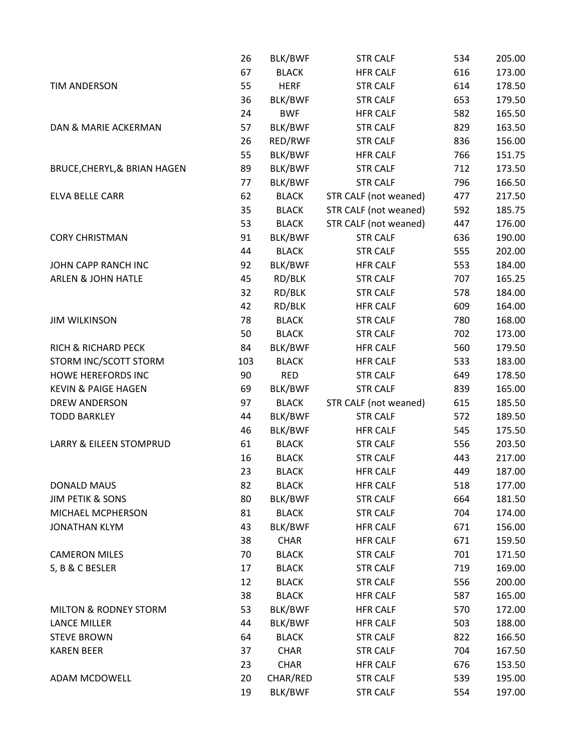| | | | | | |
|---|---|---|---|---|---|
| | 26 | BLK/BWF | STR CALF | 534 | 205.00 |
| | 67 | BLACK | HFR CALF | 616 | 173.00 |
| TIM ANDERSON | 55 | HERF | STR CALF | 614 | 178.50 |
| | 36 | BLK/BWF | STR CALF | 653 | 179.50 |
| | 24 | BWF | HFR CALF | 582 | 165.50 |
| DAN & MARIE ACKERMAN | 57 | BLK/BWF | STR CALF | 829 | 163.50 |
| | 26 | RED/RWF | STR CALF | 836 | 156.00 |
| | 55 | BLK/BWF | HFR CALF | 766 | 151.75 |
| BRUCE,CHERYL,& BRIAN HAGEN | 89 | BLK/BWF | STR CALF | 712 | 173.50 |
| | 77 | BLK/BWF | STR CALF | 796 | 166.50 |
| ELVA BELLE CARR | 62 | BLACK | STR CALF (not weaned) | 477 | 217.50 |
| | 35 | BLACK | STR CALF (not weaned) | 592 | 185.75 |
| | 53 | BLACK | STR CALF (not weaned) | 447 | 176.00 |
| CORY CHRISTMAN | 91 | BLK/BWF | STR CALF | 636 | 190.00 |
| | 44 | BLACK | STR CALF | 555 | 202.00 |
| JOHN CAPP RANCH INC | 92 | BLK/BWF | HFR CALF | 553 | 184.00 |
| ARLEN & JOHN HATLE | 45 | RD/BLK | STR CALF | 707 | 165.25 |
| | 32 | RD/BLK | STR CALF | 578 | 184.00 |
| | 42 | RD/BLK | HFR CALF | 609 | 164.00 |
| JIM WILKINSON | 78 | BLACK | STR CALF | 780 | 168.00 |
| | 50 | BLACK | STR CALF | 702 | 173.00 |
| RICH & RICHARD PECK | 84 | BLK/BWF | HFR CALF | 560 | 179.50 |
| STORM INC/SCOTT STORM | 103 | BLACK | HFR CALF | 533 | 183.00 |
| HOWE HEREFORDS INC | 90 | RED | STR CALF | 649 | 178.50 |
| KEVIN & PAIGE HAGEN | 69 | BLK/BWF | STR CALF | 839 | 165.00 |
| DREW ANDERSON | 97 | BLACK | STR CALF (not weaned) | 615 | 185.50 |
| TODD BARKLEY | 44 | BLK/BWF | STR CALF | 572 | 189.50 |
| | 46 | BLK/BWF | HFR CALF | 545 | 175.50 |
| LARRY & EILEEN STOMPRUD | 61 | BLACK | STR CALF | 556 | 203.50 |
| | 16 | BLACK | STR CALF | 443 | 217.00 |
| | 23 | BLACK | HFR CALF | 449 | 187.00 |
| DONALD MAUS | 82 | BLACK | HFR CALF | 518 | 177.00 |
| JIM PETIK & SONS | 80 | BLK/BWF | STR CALF | 664 | 181.50 |
| MICHAEL MCPHERSON | 81 | BLACK | STR CALF | 704 | 174.00 |
| JONATHAN KLYM | 43 | BLK/BWF | HFR CALF | 671 | 156.00 |
| | 38 | CHAR | HFR CALF | 671 | 159.50 |
| CAMERON MILES | 70 | BLACK | STR CALF | 701 | 171.50 |
| S, B & C BESLER | 17 | BLACK | STR CALF | 719 | 169.00 |
| | 12 | BLACK | STR CALF | 556 | 200.00 |
| | 38 | BLACK | HFR CALF | 587 | 165.00 |
| MILTON & RODNEY STORM | 53 | BLK/BWF | HFR CALF | 570 | 172.00 |
| LANCE MILLER | 44 | BLK/BWF | HFR CALF | 503 | 188.00 |
| STEVE BROWN | 64 | BLACK | STR CALF | 822 | 166.50 |
| KAREN BEER | 37 | CHAR | STR CALF | 704 | 167.50 |
| | 23 | CHAR | HFR CALF | 676 | 153.50 |
| ADAM MCDOWELL | 20 | CHAR/RED | STR CALF | 539 | 195.00 |
| | 19 | BLK/BWF | STR CALF | 554 | 197.00 |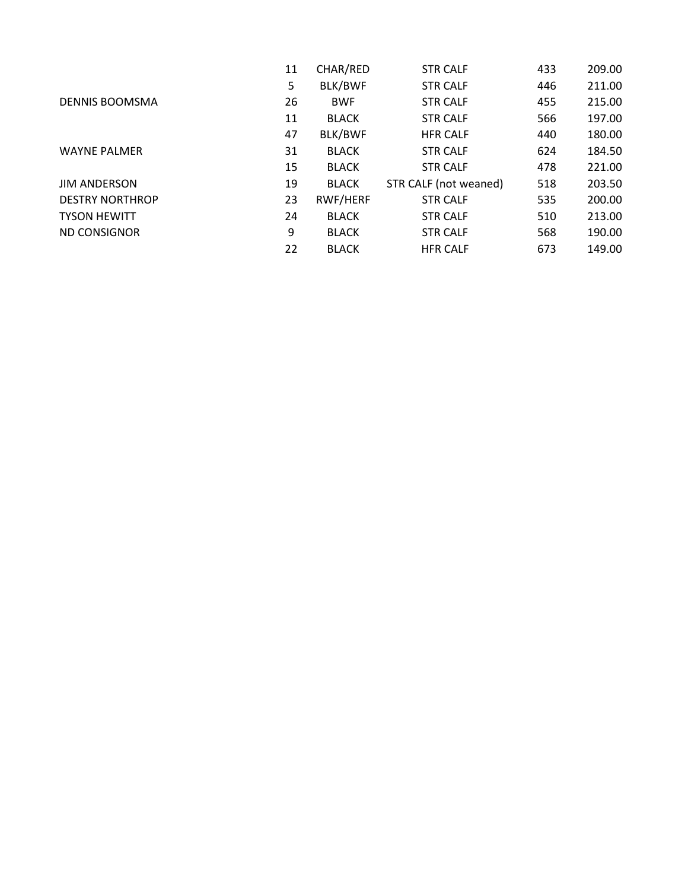| | | | | | |
|---|---|---|---|---|---|
| | 11 | CHAR/RED | STR CALF | 433 | 209.00 |
| | 5 | BLK/BWF | STR CALF | 446 | 211.00 |
| DENNIS BOOMSMA | 26 | BWF | STR CALF | 455 | 215.00 |
| | 11 | BLACK | STR CALF | 566 | 197.00 |
| | 47 | BLK/BWF | HFR CALF | 440 | 180.00 |
| WAYNE PALMER | 31 | BLACK | STR CALF | 624 | 184.50 |
| | 15 | BLACK | STR CALF | 478 | 221.00 |
| JIM ANDERSON | 19 | BLACK | STR CALF (not weaned) | 518 | 203.50 |
| DESTRY NORTHROP | 23 | RWF/HERF | STR CALF | 535 | 200.00 |
| TYSON HEWITT | 24 | BLACK | STR CALF | 510 | 213.00 |
| ND CONSIGNOR | 9 | BLACK | STR CALF | 568 | 190.00 |
| | 22 | BLACK | HFR CALF | 673 | 149.00 |